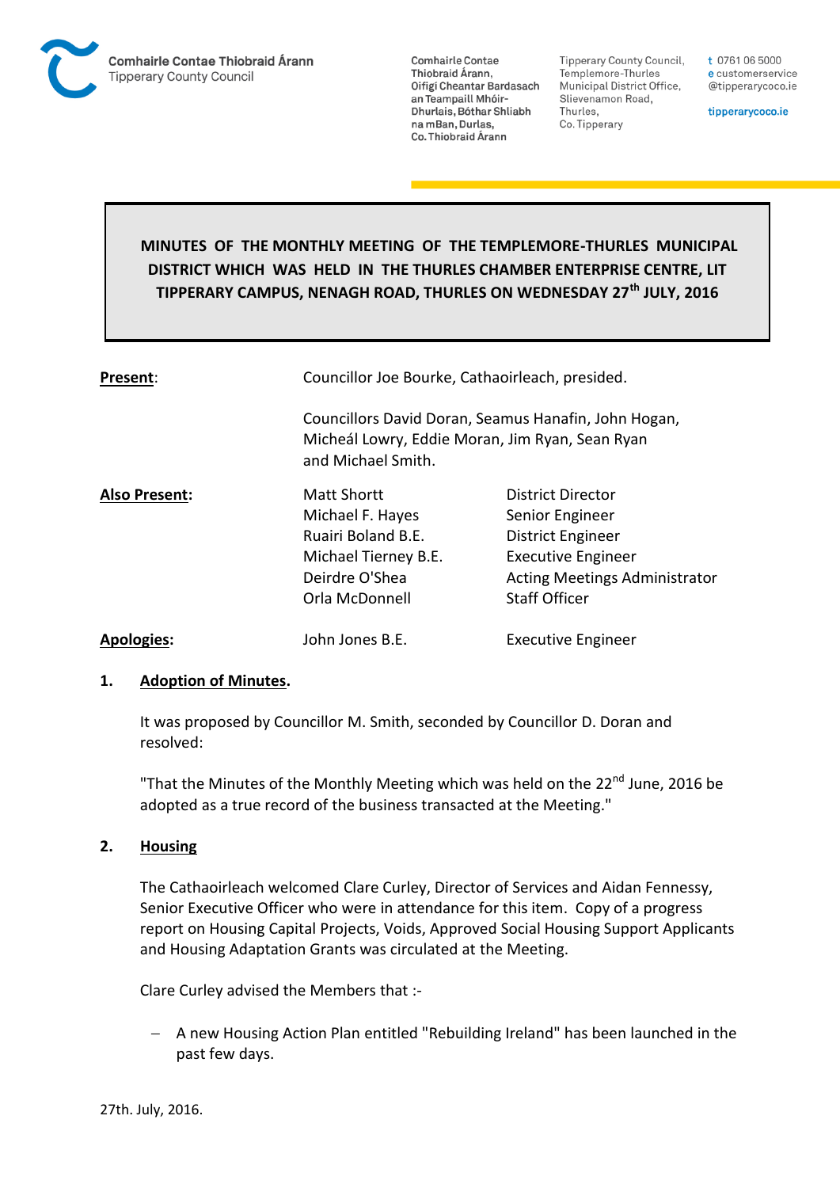Comhairle Contae Thiobraid Árann
Tipperary County Council

Comhairle Contae Thiobraid Árann,
Oifigí Cheantar Bardasach an Teampaill Mhóir-Dhurlais, Bóthar Shliabh na mBan, Durlas, Co. Thiobraid Árann

Tipperary County Council,
Templemore-Thurles Municipal District Office,
Slievenamon Road,
Thurles,
Co. Tipperary

t 0761 06 5000
e customerservice@tipperarycoco.ie

tipperarycoco.ie

# MINUTES OF THE MONTHLY MEETING OF THE TEMPLEMORE-THURLES MUNICIPAL DISTRICT WHICH WAS HELD IN THE THURLES CHAMBER ENTERPRISE CENTRE, LIT TIPPERARY CAMPUS, NENAGH ROAD, THURLES ON WEDNESDAY 27th JULY, 2016

**Present**: Councillor Joe Bourke, Cathaoirleach, presided.

Councillors David Doran, Seamus Hanafin, John Hogan, Micheál Lowry, Eddie Moran, Jim Ryan, Sean Ryan and Michael Smith.

**Also Present:**

| | |
|---|---|
| Matt Shortt | District Director |
| Michael F. Hayes | Senior Engineer |
| Ruairi Boland B.E. | District Engineer |
| Michael Tierney B.E. | Executive Engineer |
| Deirdre O'Shea | Acting Meetings Administrator |
| Orla McDonnell | Staff Officer |

**Apologies:** John Jones B.E. Executive Engineer

## 1. Adoption of Minutes.

It was proposed by Councillor M. Smith, seconded by Councillor D. Doran and resolved:

"That the Minutes of the Monthly Meeting which was held on the 22nd June, 2016 be adopted as a true record of the business transacted at the Meeting."

## 2. Housing

The Cathaoirleach welcomed Clare Curley, Director of Services and Aidan Fennessy, Senior Executive Officer who were in attendance for this item. Copy of a progress report on Housing Capital Projects, Voids, Approved Social Housing Support Applicants and Housing Adaptation Grants was circulated at the Meeting.

Clare Curley advised the Members that :-

- A new Housing Action Plan entitled "Rebuilding Ireland" has been launched in the past few days.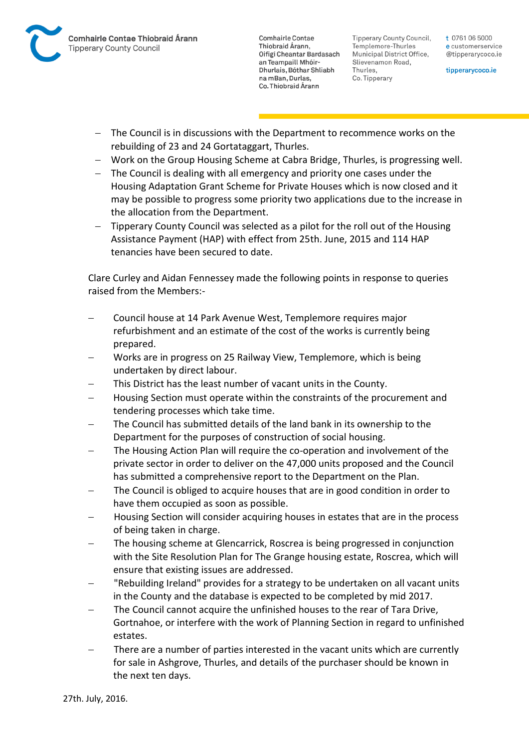- The Council is in discussions with the Department to recommence works on the rebuilding of 23 and 24 Gortataggart, Thurles.
- Work on the Group Housing Scheme at Cabra Bridge, Thurles, is progressing well.
- The Council is dealing with all emergency and priority one cases under the Housing Adaptation Grant Scheme for Private Houses which is now closed and it may be possible to progress some priority two applications due to the increase in the allocation from the Department.
- Tipperary County Council was selected as a pilot for the roll out of the Housing Assistance Payment (HAP) with effect from 25th. June, 2015 and 114 HAP tenancies have been secured to date.

Clare Curley and Aidan Fennessey made the following points in response to queries raised from the Members:-

- Council house at 14 Park Avenue West, Templemore requires major refurbishment and an estimate of the cost of the works is currently being prepared.
- Works are in progress on 25 Railway View, Templemore, which is being undertaken by direct labour.
- This District has the least number of vacant units in the County.
- Housing Section must operate within the constraints of the procurement and tendering processes which take time.
- The Council has submitted details of the land bank in its ownership to the Department for the purposes of construction of social housing.
- The Housing Action Plan will require the co-operation and involvement of the private sector in order to deliver on the 47,000 units proposed and the Council has submitted a comprehensive report to the Department on the Plan.
- The Council is obliged to acquire houses that are in good condition in order to have them occupied as soon as possible.
- Housing Section will consider acquiring houses in estates that are in the process of being taken in charge.
- The housing scheme at Glencarrick, Roscrea is being progressed in conjunction with the Site Resolution Plan for The Grange housing estate, Roscrea, which will ensure that existing issues are addressed.
- "Rebuilding Ireland" provides for a strategy to be undertaken on all vacant units in the County and the database is expected to be completed by mid 2017.
- The Council cannot acquire the unfinished houses to the rear of Tara Drive, Gortnahoe, or interfere with the work of Planning Section in regard to unfinished estates.
- There are a number of parties interested in the vacant units which are currently for sale in Ashgrove, Thurles, and details of the purchaser should be known in the next ten days.

27th. July, 2016.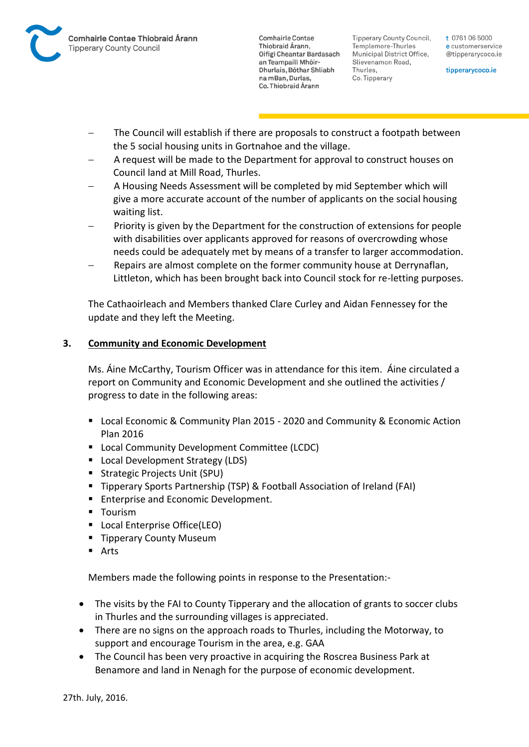- The Council will establish if there are proposals to construct a footpath between the 5 social housing units in Gortnahoe and the village.
- A request will be made to the Department for approval to construct houses on Council land at Mill Road, Thurles.
- A Housing Needs Assessment will be completed by mid September which will give a more accurate account of the number of applicants on the social housing waiting list.
- Priority is given by the Department for the construction of extensions for people with disabilities over applicants approved for reasons of overcrowding whose needs could be adequately met by means of a transfer to larger accommodation.
- Repairs are almost complete on the former community house at Derrynaflan, Littleton, which has been brought back into Council stock for re-letting purposes.

The Cathaoirleach and Members thanked Clare Curley and Aidan Fennessey for the update and they left the Meeting.

## 3. Community and Economic Development

Ms. Áine McCarthy, Tourism Officer was in attendance for this item. Áine circulated a report on Community and Economic Development and she outlined the activities / progress to date in the following areas:

- Local Economic & Community Plan 2015 - 2020 and Community & Economic Action Plan 2016
- Local Community Development Committee (LCDC)
- Local Development Strategy (LDS)
- Strategic Projects Unit (SPU)
- Tipperary Sports Partnership (TSP) & Football Association of Ireland (FAI)
- Enterprise and Economic Development.
- Tourism
- Local Enterprise Office(LEO)
- Tipperary County Museum
- Arts

Members made the following points in response to the Presentation:-

- The visits by the FAI to County Tipperary and the allocation of grants to soccer clubs in Thurles and the surrounding villages is appreciated.
- There are no signs on the approach roads to Thurles, including the Motorway, to support and encourage Tourism in the area, e.g. GAA
- The Council has been very proactive in acquiring the Roscrea Business Park at Benamore and land in Nenagh for the purpose of economic development.

27th. July, 2016.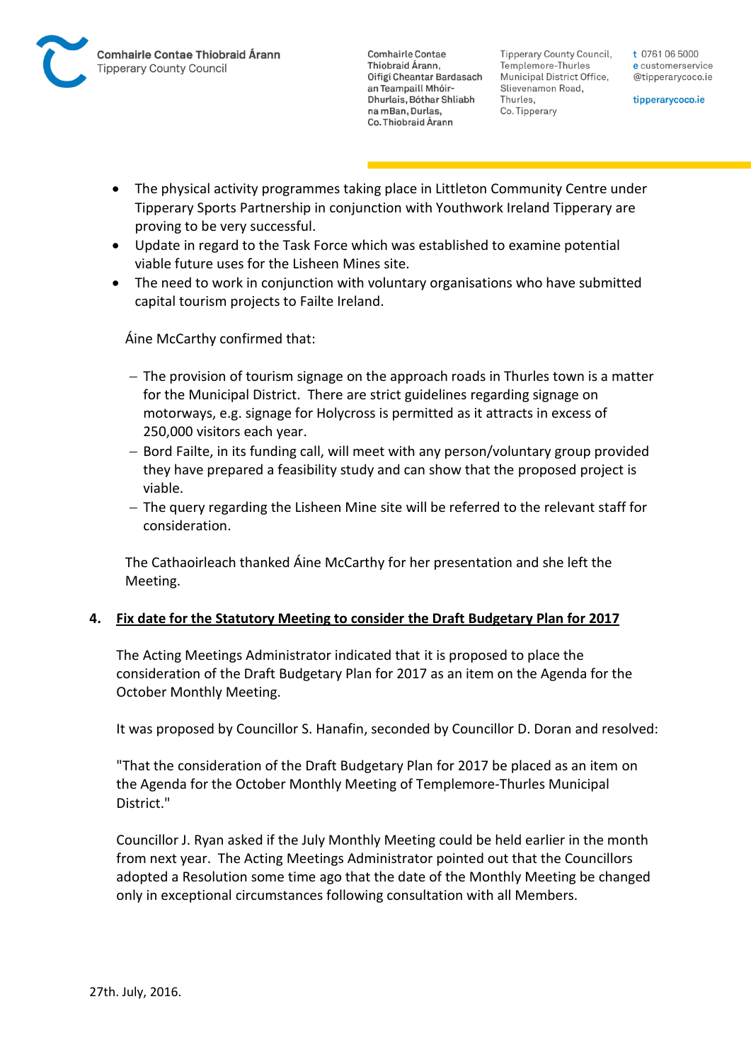- The physical activity programmes taking place in Littleton Community Centre under Tipperary Sports Partnership in conjunction with Youthwork Ireland Tipperary are proving to be very successful.
- Update in regard to the Task Force which was established to examine potential viable future uses for the Lisheen Mines site.
- The need to work in conjunction with voluntary organisations who have submitted capital tourism projects to Failte Ireland.

Áine McCarthy confirmed that:

- The provision of tourism signage on the approach roads in Thurles town is a matter for the Municipal District. There are strict guidelines regarding signage on motorways, e.g. signage for Holycross is permitted as it attracts in excess of 250,000 visitors each year.
- Bord Failte, in its funding call, will meet with any person/voluntary group provided they have prepared a feasibility study and can show that the proposed project is viable.
- The query regarding the Lisheen Mine site will be referred to the relevant staff for consideration.

The Cathaoirleach thanked Áine McCarthy for her presentation and she left the Meeting.

## 4. Fix date for the Statutory Meeting to consider the Draft Budgetary Plan for 2017

The Acting Meetings Administrator indicated that it is proposed to place the consideration of the Draft Budgetary Plan for 2017 as an item on the Agenda for the October Monthly Meeting.

It was proposed by Councillor S. Hanafin, seconded by Councillor D. Doran and resolved:

"That the consideration of the Draft Budgetary Plan for 2017 be placed as an item on the Agenda for the October Monthly Meeting of Templemore-Thurles Municipal District."

Councillor J. Ryan asked if the July Monthly Meeting could be held earlier in the month from next year. The Acting Meetings Administrator pointed out that the Councillors adopted a Resolution some time ago that the date of the Monthly Meeting be changed only in exceptional circumstances following consultation with all Members.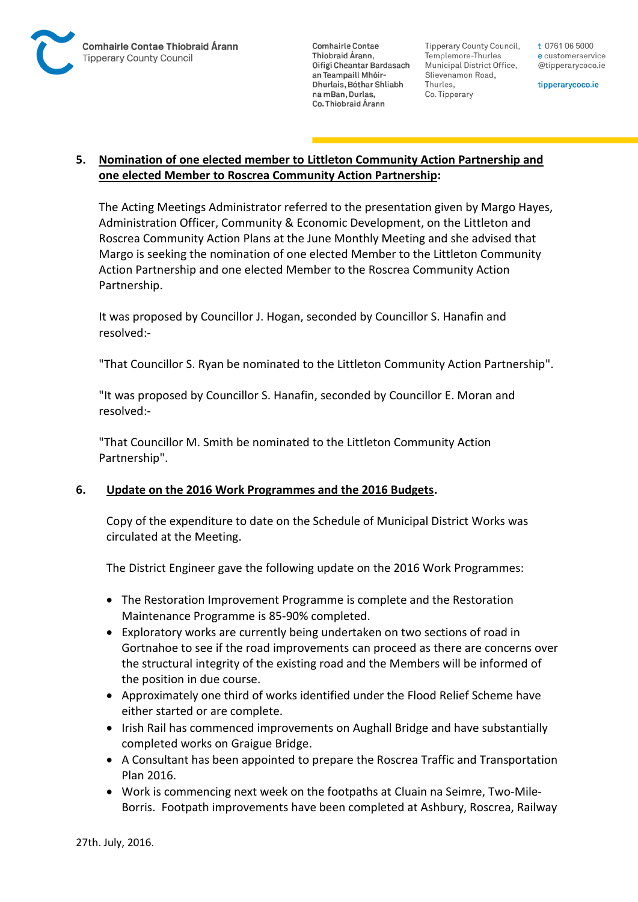## 5. Nomination of one elected member to Littleton Community Action Partnership and one elected Member to Roscrea Community Action Partnership:

The Acting Meetings Administrator referred to the presentation given by Margo Hayes, Administration Officer, Community & Economic Development, on the Littleton and Roscrea Community Action Plans at the June Monthly Meeting and she advised that Margo is seeking the nomination of one elected Member to the Littleton Community Action Partnership and one elected Member to the Roscrea Community Action Partnership.

It was proposed by Councillor J. Hogan, seconded by Councillor S. Hanafin and resolved:-

"That Councillor S. Ryan be nominated to the Littleton Community Action Partnership".

"It was proposed by Councillor S. Hanafin, seconded by Councillor E. Moran and resolved:-

"That Councillor M. Smith be nominated to the Littleton Community Action Partnership".

## 6. Update on the 2016 Work Programmes and the 2016 Budgets.

Copy of the expenditure to date on the Schedule of Municipal District Works was circulated at the Meeting.

The District Engineer gave the following update on the 2016 Work Programmes:

- The Restoration Improvement Programme is complete and the Restoration Maintenance Programme is 85-90% completed.
- Exploratory works are currently being undertaken on two sections of road in Gortnahoe to see if the road improvements can proceed as there are concerns over the structural integrity of the existing road and the Members will be informed of the position in due course.
- Approximately one third of works identified under the Flood Relief Scheme have either started or are complete.
- Irish Rail has commenced improvements on Aughall Bridge and have substantially completed works on Graigue Bridge.
- A Consultant has been appointed to prepare the Roscrea Traffic and Transportation Plan 2016.
- Work is commencing next week on the footpaths at Cluain na Seirme, Two-Mile-Borris. Footpath improvements have been completed at Ashbury, Roscrea, Railway

27th. July, 2016.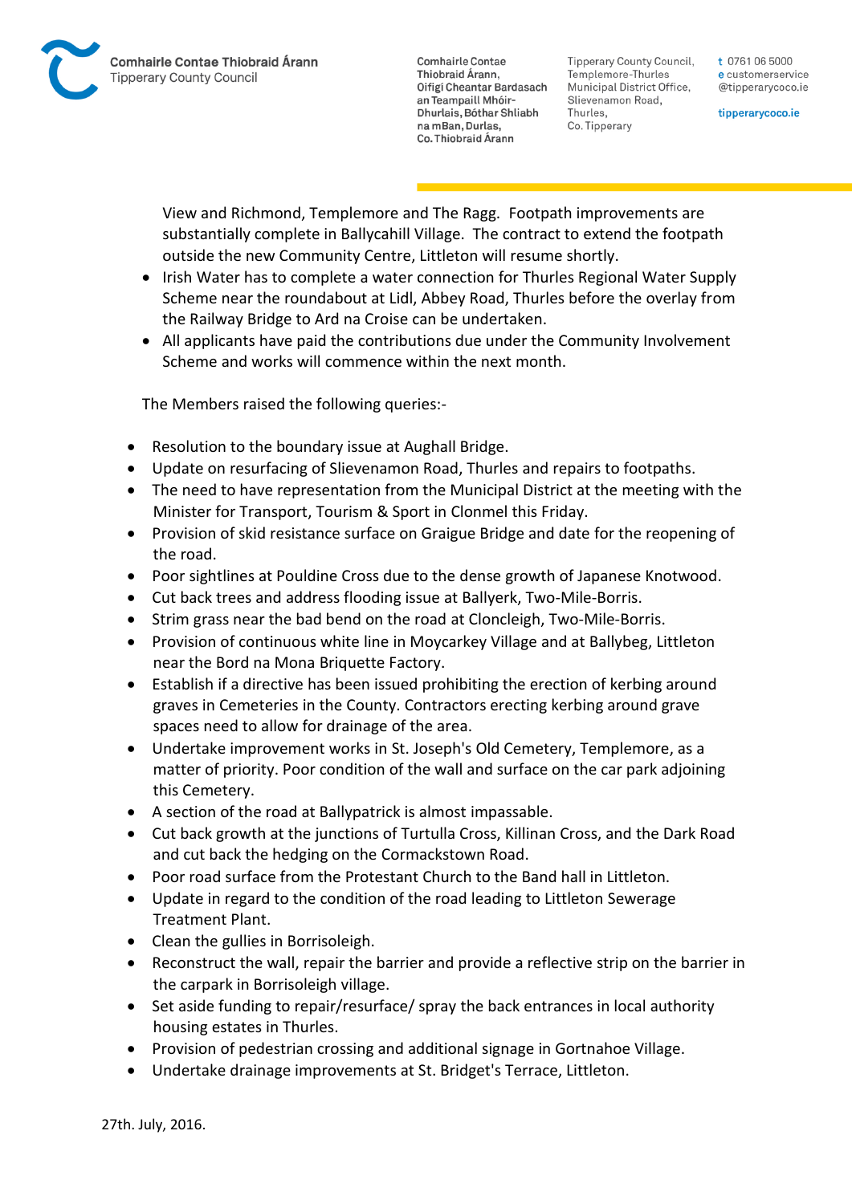View and Richmond, Templemore and The Ragg. Footpath improvements are substantially complete in Ballycahill Village. The contract to extend the footpath outside the new Community Centre, Littleton will resume shortly.

- Irish Water has to complete a water connection for Thurles Regional Water Supply Scheme near the roundabout at Lidl, Abbey Road, Thurles before the overlay from the Railway Bridge to Ard na Croise can be undertaken.
- All applicants have paid the contributions due under the Community Involvement Scheme and works will commence within the next month.

The Members raised the following queries:-

- Resolution to the boundary issue at Aughall Bridge.
- Update on resurfacing of Slievenamon Road, Thurles and repairs to footpaths.
- The need to have representation from the Municipal District at the meeting with the Minister for Transport, Tourism & Sport in Clonmel this Friday.
- Provision of skid resistance surface on Graigue Bridge and date for the reopening of the road.
- Poor sightlines at Pouldine Cross due to the dense growth of Japanese Knotwood.
- Cut back trees and address flooding issue at Ballyerk, Two-Mile-Borris.
- Strim grass near the bad bend on the road at Cloncleigh, Two-Mile-Borris.
- Provision of continuous white line in Moycarkey Village and at Ballybeg, Littleton near the Bord na Mona Briquette Factory.
- Establish if a directive has been issued prohibiting the erection of kerbing around graves in Cemeteries in the County. Contractors erecting kerbing around grave spaces need to allow for drainage of the area.
- Undertake improvement works in St. Joseph's Old Cemetery, Templemore, as a matter of priority. Poor condition of the wall and surface on the car park adjoining this Cemetery.
- A section of the road at Ballypatrick is almost impassable.
- Cut back growth at the junctions of Turtulla Cross, Killinan Cross, and the Dark Road and cut back the hedging on the Cormackstown Road.
- Poor road surface from the Protestant Church to the Band hall in Littleton.
- Update in regard to the condition of the road leading to Littleton Sewerage Treatment Plant.
- Clean the gullies in Borrisoleigh.
- Reconstruct the wall, repair the barrier and provide a reflective strip on the barrier in the carpark in Borrisoleigh village.
- Set aside funding to repair/resurface/ spray the back entrances in local authority housing estates in Thurles.
- Provision of pedestrian crossing and additional signage in Gortnahoe Village.
- Undertake drainage improvements at St. Bridget's Terrace, Littleton.

27th. July, 2016.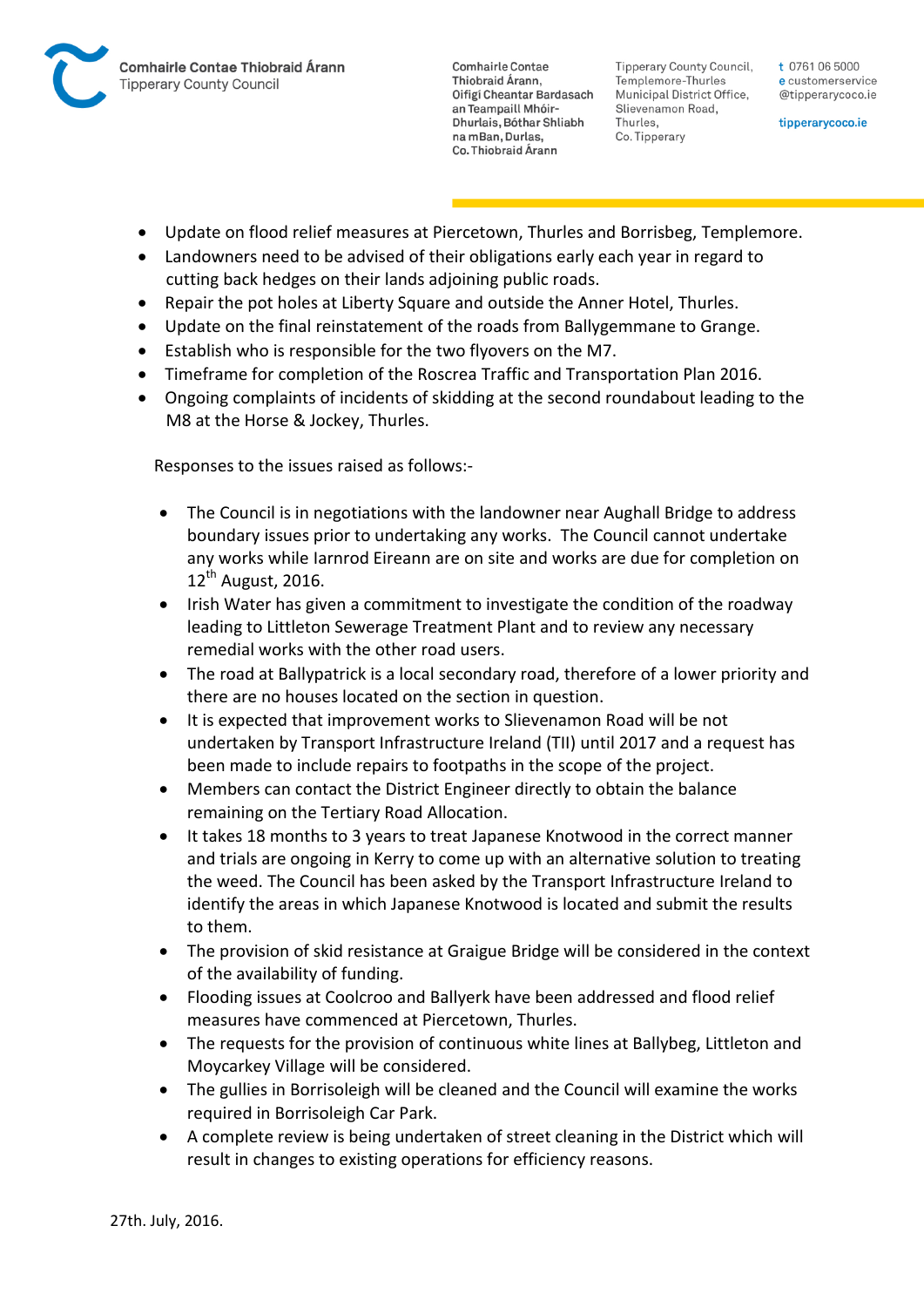- Update on flood relief measures at Piercetown, Thurles and Borrisbeg, Templemore.
- Landowners need to be advised of their obligations early each year in regard to cutting back hedges on their lands adjoining public roads.
- Repair the pot holes at Liberty Square and outside the Anner Hotel, Thurles.
- Update on the final reinstatement of the roads from Ballygemmane to Grange.
- Establish who is responsible for the two flyovers on the M7.
- Timeframe for completion of the Roscrea Traffic and Transportation Plan 2016.
- Ongoing complaints of incidents of skidding at the second roundabout leading to the M8 at the Horse & Jockey, Thurles.

Responses to the issues raised as follows:-

- The Council is in negotiations with the landowner near Aughall Bridge to address boundary issues prior to undertaking any works. The Council cannot undertake any works while Iarnrod Eireann are on site and works are due for completion on 12th August, 2016.
- Irish Water has given a commitment to investigate the condition of the roadway leading to Littleton Sewerage Treatment Plant and to review any necessary remedial works with the other road users.
- The road at Ballypatrick is a local secondary road, therefore of a lower priority and there are no houses located on the section in question.
- It is expected that improvement works to Slievenamon Road will be not undertaken by Transport Infrastructure Ireland (TII) until 2017 and a request has been made to include repairs to footpaths in the scope of the project.
- Members can contact the District Engineer directly to obtain the balance remaining on the Tertiary Road Allocation.
- It takes 18 months to 3 years to treat Japanese Knotwood in the correct manner and trials are ongoing in Kerry to come up with an alternative solution to treating the weed. The Council has been asked by the Transport Infrastructure Ireland to identify the areas in which Japanese Knotwood is located and submit the results to them.
- The provision of skid resistance at Graigue Bridge will be considered in the context of the availability of funding.
- Flooding issues at Coolcroo and Ballyerk have been addressed and flood relief measures have commenced at Piercetown, Thurles.
- The requests for the provision of continuous white lines at Ballybeg, Littleton and Moycarkey Village will be considered.
- The gullies in Borrisoleigh will be cleaned and the Council will examine the works required in Borrisoleigh Car Park.
- A complete review is being undertaken of street cleaning in the District which will result in changes to existing operations for efficiency reasons.

27th. July, 2016.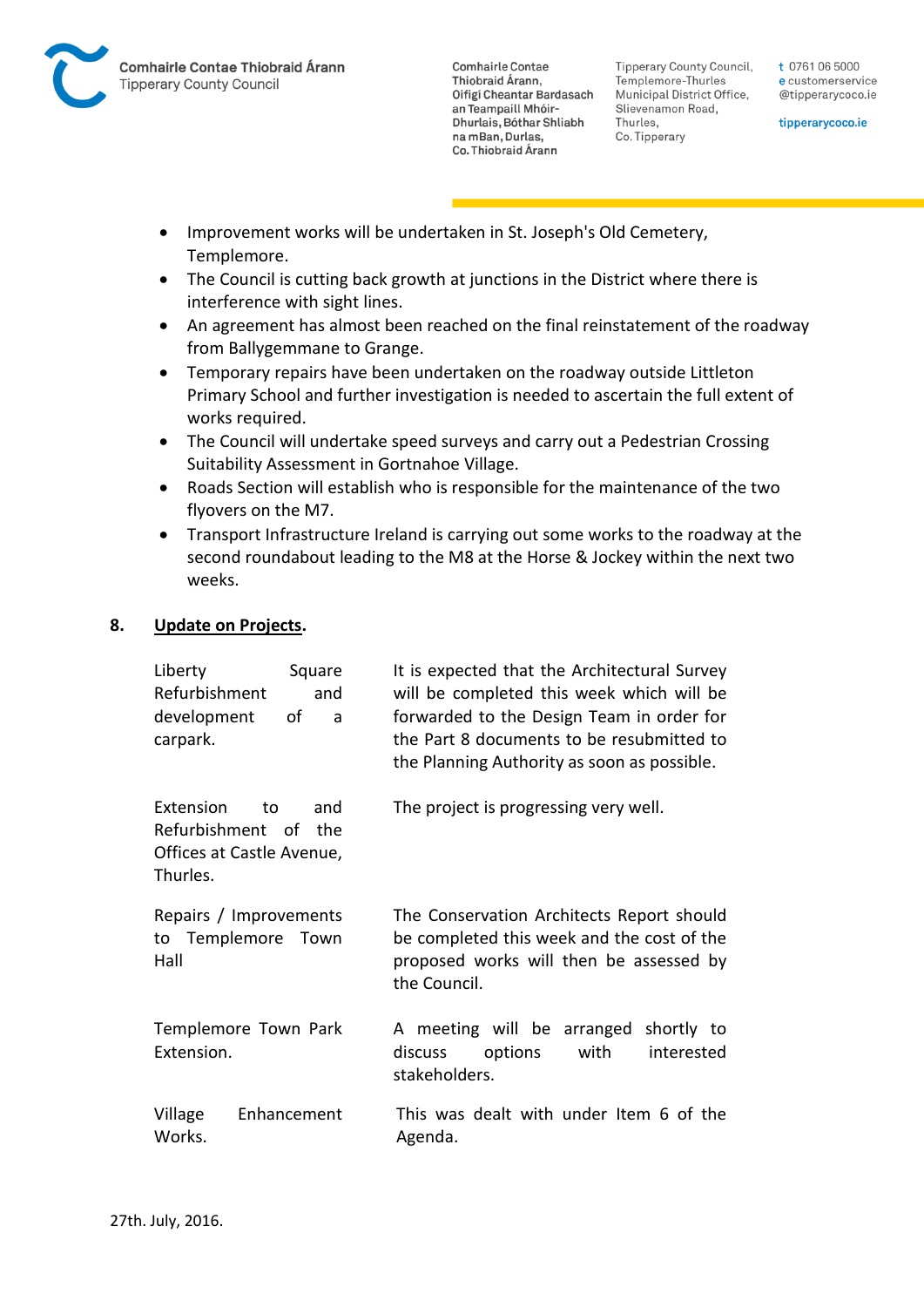- Improvement works will be undertaken in St. Joseph's Old Cemetery, Templemore.
- The Council is cutting back growth at junctions in the District where there is interference with sight lines.
- An agreement has almost been reached on the final reinstatement of the roadway from Ballygemmane to Grange.
- Temporary repairs have been undertaken on the roadway outside Littleton Primary School and further investigation is needed to ascertain the full extent of works required.
- The Council will undertake speed surveys and carry out a Pedestrian Crossing Suitability Assessment in Gortnahoe Village.
- Roads Section will establish who is responsible for the maintenance of the two flyovers on the M7.
- Transport Infrastructure Ireland is carrying out some works to the roadway at the second roundabout leading to the M8 at the Horse & Jockey within the next two weeks.

**8. <u>Update on Projects</u>.**

| | |
|---|---|
| Liberty Square Refurbishment and development of a carpark. | It is expected that the Architectural Survey will be completed this week which will be forwarded to the Design Team in order for the Part 8 documents to be resubmitted to the Planning Authority as soon as possible. |
| Extension to and Refurbishment of the Offices at Castle Avenue, Thurles. | The project is progressing very well. |
| Repairs / Improvements to Templemore Town Hall | The Conservation Architects Report should be completed this week and the cost of the proposed works will then be assessed by the Council. |
| Templemore Town Park Extension. | A meeting will be arranged shortly to discuss options with interested stakeholders. |
| Village Enhancement Works. | This was dealt with under Item 6 of the Agenda. |

27th. July, 2016.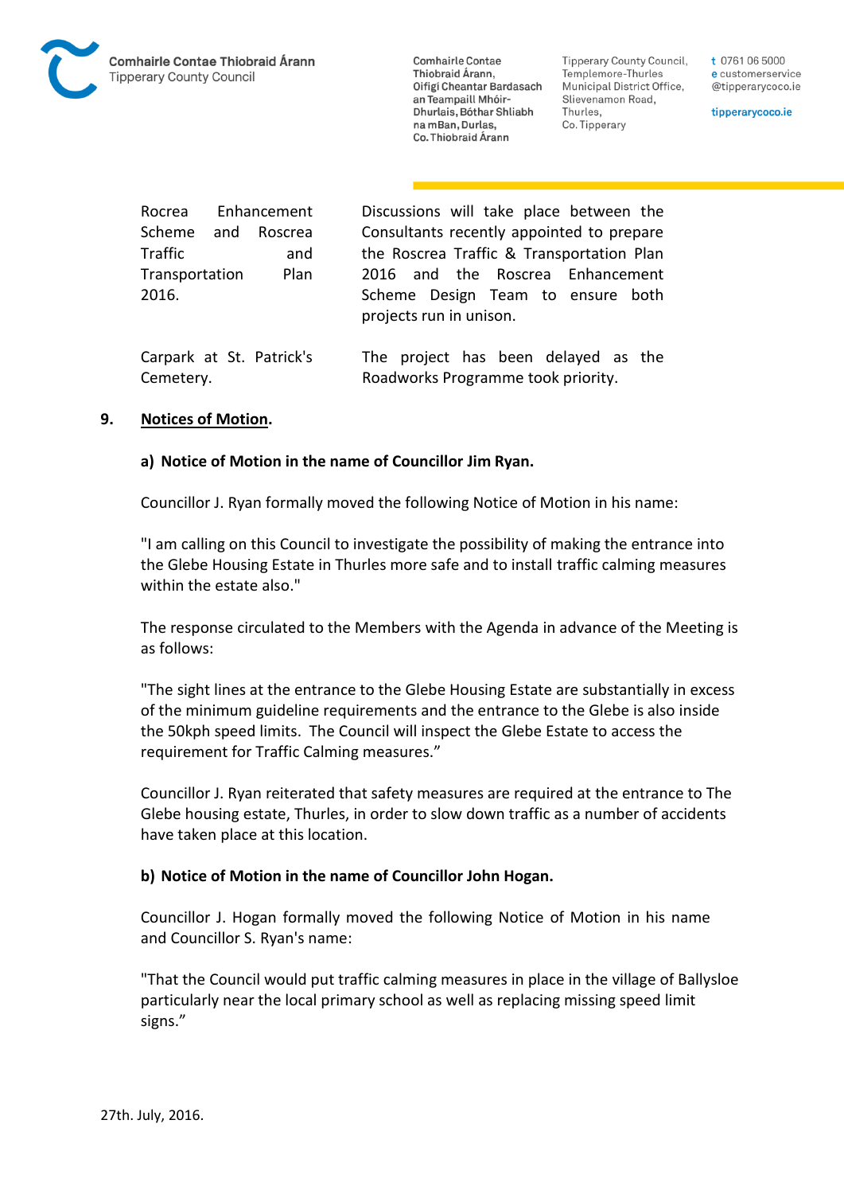| | |
|---|---|
| Rocrea Enhancement Scheme and Roscrea Traffic and Transportation Plan 2016. | Discussions will take place between the Consultants recently appointed to prepare the Roscrea Traffic & Transportation Plan 2016 and the Roscrea Enhancement Scheme Design Team to ensure both projects run in unison. |
| Carpark at St. Patrick's Cemetery. | The project has been delayed as the Roadworks Programme took priority. |

## 9. Notices of Motion.

### a) Notice of Motion in the name of Councillor Jim Ryan.

Councillor J. Ryan formally moved the following Notice of Motion in his name:

"I am calling on this Council to investigate the possibility of making the entrance into the Glebe Housing Estate in Thurles more safe and to install traffic calming measures within the estate also."

The response circulated to the Members with the Agenda in advance of the Meeting is as follows:

"The sight lines at the entrance to the Glebe Housing Estate are substantially in excess of the minimum guideline requirements and the entrance to the Glebe is also inside the 50kph speed limits. The Council will inspect the Glebe Estate to access the requirement for Traffic Calming measures."

Councillor J. Ryan reiterated that safety measures are required at the entrance to The Glebe housing estate, Thurles, in order to slow down traffic as a number of accidents have taken place at this location.

### b) Notice of Motion in the name of Councillor John Hogan.

Councillor J. Hogan formally moved the following Notice of Motion in his name and Councillor S. Ryan's name:

"That the Council would put traffic calming measures in place in the village of Ballysloe particularly near the local primary school as well as replacing missing speed limit signs."

27th. July, 2016.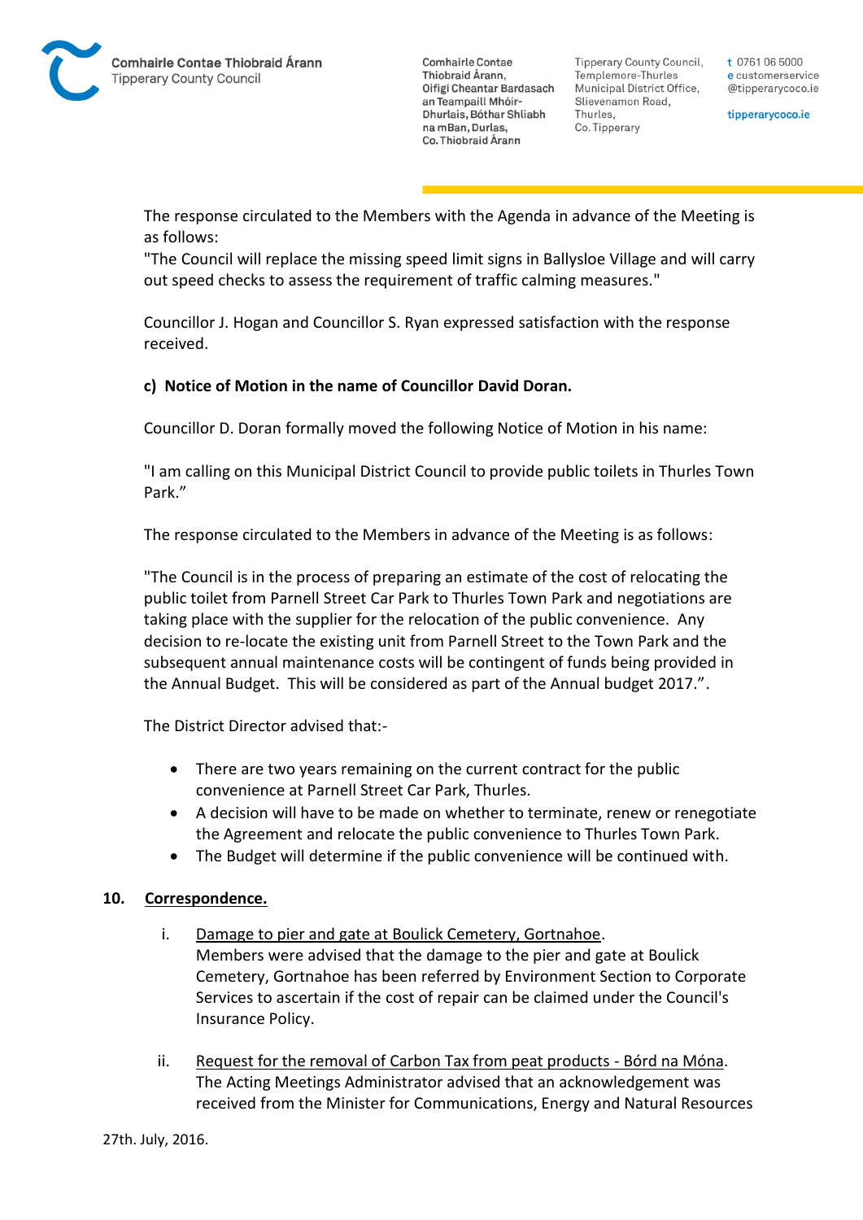The response circulated to the Members with the Agenda in advance of the Meeting is as follows:
"The Council will replace the missing speed limit signs in Ballysloe Village and will carry out speed checks to assess the requirement of traffic calming measures."

Councillor J. Hogan and Councillor S. Ryan expressed satisfaction with the response received.

**c) Notice of Motion in the name of Councillor David Doran.**

Councillor D. Doran formally moved the following Notice of Motion in his name:

"I am calling on this Municipal District Council to provide public toilets in Thurles Town Park."

The response circulated to the Members in advance of the Meeting is as follows:

"The Council is in the process of preparing an estimate of the cost of relocating the public toilet from Parnell Street Car Park to Thurles Town Park and negotiations are taking place with the supplier for the relocation of the public convenience. Any decision to re-locate the existing unit from Parnell Street to the Town Park and the subsequent annual maintenance costs will be contingent of funds being provided in the Annual Budget. This will be considered as part of the Annual budget 2017.".

The District Director advised that:-

- There are two years remaining on the current contract for the public convenience at Parnell Street Car Park, Thurles.
- A decision will have to be made on whether to terminate, renew or renegotiate the Agreement and relocate the public convenience to Thurles Town Park.
- The Budget will determine if the public convenience will be continued with.

**10. Correspondence.**

i. Damage to pier and gate at Boulick Cemetery, Gortnahoe.
Members were advised that the damage to the pier and gate at Boulick Cemetery, Gortnahoe has been referred by Environment Section to Corporate Services to ascertain if the cost of repair can be claimed under the Council's Insurance Policy.

ii. Request for the removal of Carbon Tax from peat products - Bórd na Móna.
The Acting Meetings Administrator advised that an acknowledgement was received from the Minister for Communications, Energy and Natural Resources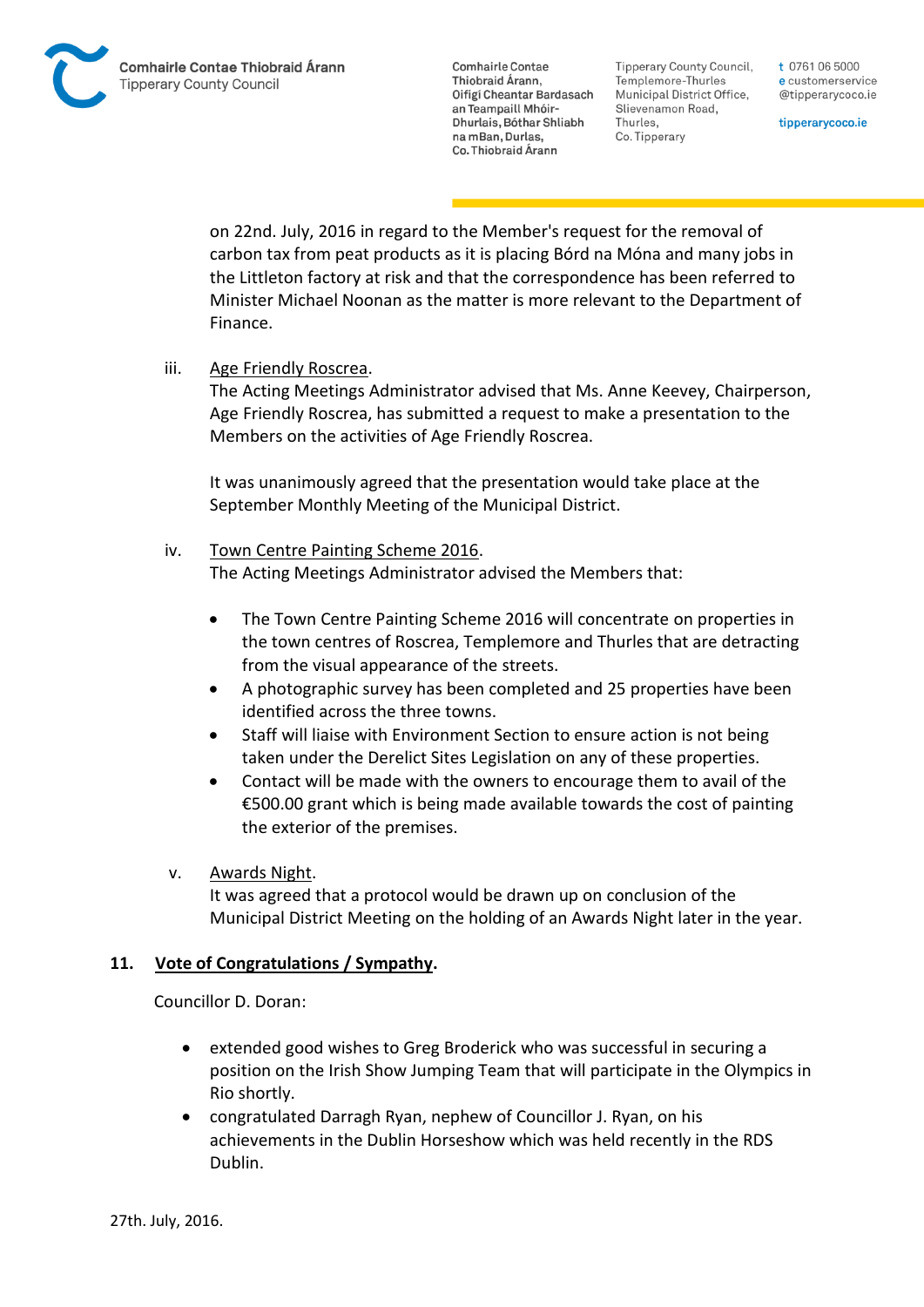on 22nd. July, 2016 in regard to the Member's request for the removal of carbon tax from peat products as it is placing Bórd na Móna and many jobs in the Littleton factory at risk and that the correspondence has been referred to Minister Michael Noonan as the matter is more relevant to the Department of Finance.

iii. Age Friendly Roscrea.
The Acting Meetings Administrator advised that Ms. Anne Keevey, Chairperson, Age Friendly Roscrea, has submitted a request to make a presentation to the Members on the activities of Age Friendly Roscrea.

It was unanimously agreed that the presentation would take place at the September Monthly Meeting of the Municipal District.

iv. Town Centre Painting Scheme 2016.
The Acting Meetings Administrator advised the Members that:

- The Town Centre Painting Scheme 2016 will concentrate on properties in the town centres of Roscrea, Templemore and Thurles that are detracting from the visual appearance of the streets.
- A photographic survey has been completed and 25 properties have been identified across the three towns.
- Staff will liaise with Environment Section to ensure action is not being taken under the Derelict Sites Legislation on any of these properties.
- Contact will be made with the owners to encourage them to avail of the €500.00 grant which is being made available towards the cost of painting the exterior of the premises.

v. Awards Night.
It was agreed that a protocol would be drawn up on conclusion of the Municipal District Meeting on the holding of an Awards Night later in the year.

**11. Vote of Congratulations / Sympathy.**

Councillor D. Doran:

- extended good wishes to Greg Broderick who was successful in securing a position on the Irish Show Jumping Team that will participate in the Olympics in Rio shortly.
- congratulated Darragh Ryan, nephew of Councillor J. Ryan, on his achievements in the Dublin Horseshow which was held recently in the RDS Dublin.

27th. July, 2016.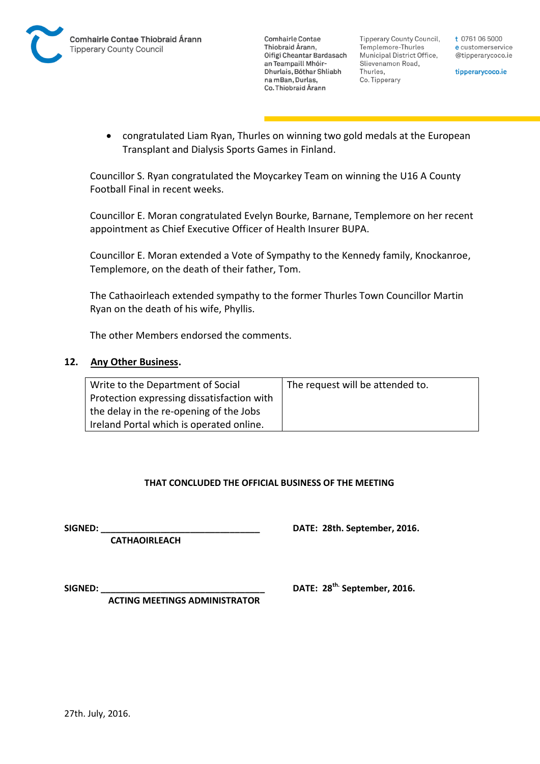- congratulated Liam Ryan, Thurles on winning two gold medals at the European Transplant and Dialysis Sports Games in Finland.

Councillor S. Ryan congratulated the Moycarkey Team on winning the U16 A County Football Final in recent weeks.

Councillor E. Moran congratulated Evelyn Bourke, Barnane, Templemore on her recent appointment as Chief Executive Officer of Health Insurer BUPA.

Councillor E. Moran extended a Vote of Sympathy to the Kennedy family, Knockanroe, Templemore, on the death of their father, Tom.

The Cathaoirleach extended sympathy to the former Thurles Town Councillor Martin Ryan on the death of his wife, Phyllis.

The other Members endorsed the comments.

**12. Any Other Business.**

| | |
|---|---|
| Write to the Department of Social Protection expressing dissatisfaction with the delay in the re-opening of the Jobs Ireland Portal which is operated online. | The request will be attended to. |

**THAT CONCLUDED THE OFFICIAL BUSINESS OF THE MEETING**

**SIGNED: ________________________________ DATE: 28th. September, 2016.**
**CATHAOIRLEACH**

**SIGNED: ________________________________ DATE: 28th. September, 2016.**
**ACTING MEETINGS ADMINISTRATOR**

27th. July, 2016.